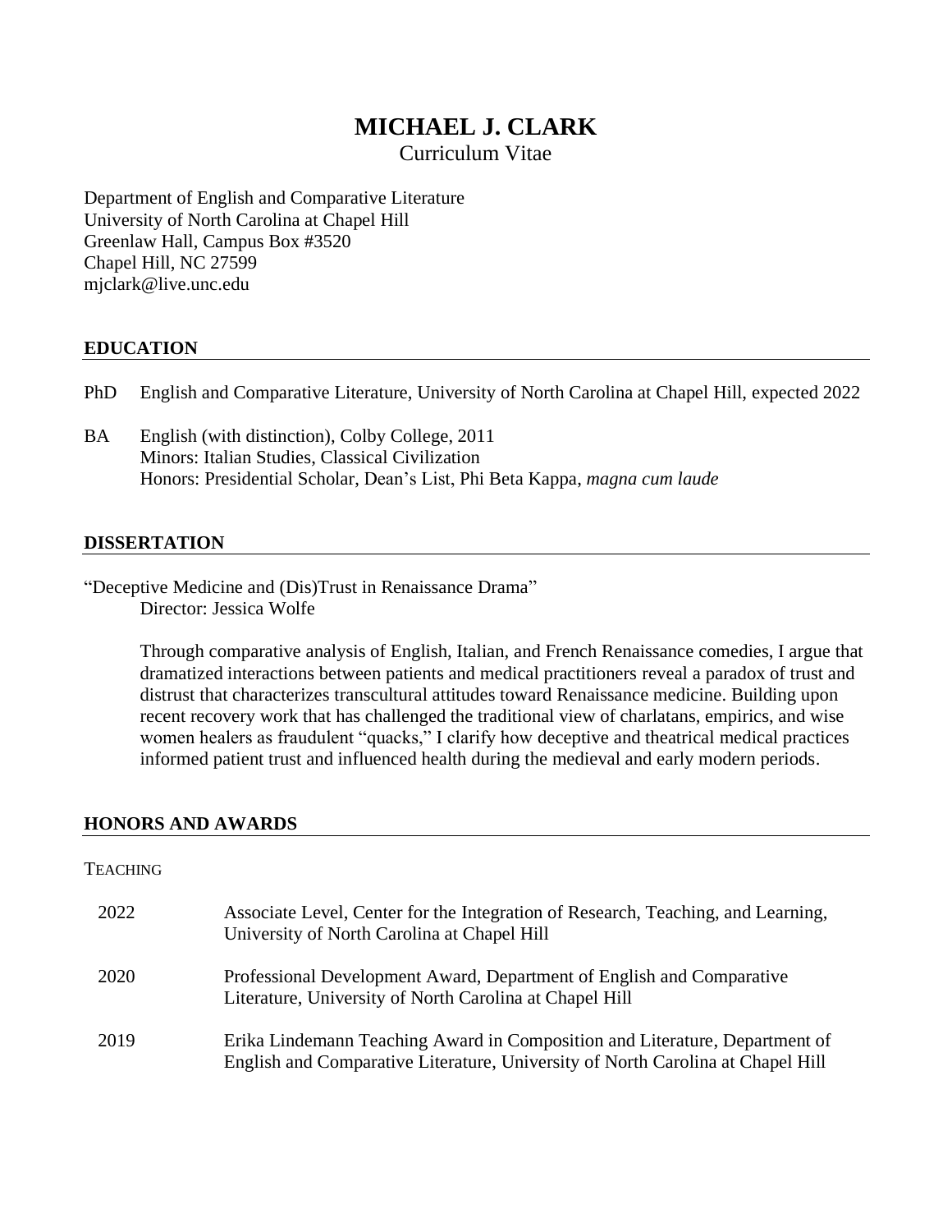# MICHAEL J. CLARK

Curriculum Vitae

Department of English and Comparative Literature
University of North Carolina at Chapel Hill
Greenlaw Hall, Campus Box #3520
Chapel Hill, NC 27599
mjclark@live.unc.edu

## EDUCATION

PhD English and Comparative Literature, University of North Carolina at Chapel Hill, expected 2022

BA English (with distinction), Colby College, 2011
Minors: Italian Studies, Classical Civilization
Honors: Presidential Scholar, Dean's List, Phi Beta Kappa, *magna cum laude*

## DISSERTATION

"Deceptive Medicine and (Dis)Trust in Renaissance Drama"
Director: Jessica Wolfe

Through comparative analysis of English, Italian, and French Renaissance comedies, I argue that dramatized interactions between patients and medical practitioners reveal a paradox of trust and distrust that characterizes transcultural attitudes toward Renaissance medicine. Building upon recent recovery work that has challenged the traditional view of charlatans, empirics, and wise women healers as fraudulent "quacks," I clarify how deceptive and theatrical medical practices informed patient trust and influenced health during the medieval and early modern periods.

## HONORS AND AWARDS

### Teaching

2022 Associate Level, Center for the Integration of Research, Teaching, and Learning, University of North Carolina at Chapel Hill

2020 Professional Development Award, Department of English and Comparative Literature, University of North Carolina at Chapel Hill

2019 Erika Lindemann Teaching Award in Composition and Literature, Department of English and Comparative Literature, University of North Carolina at Chapel Hill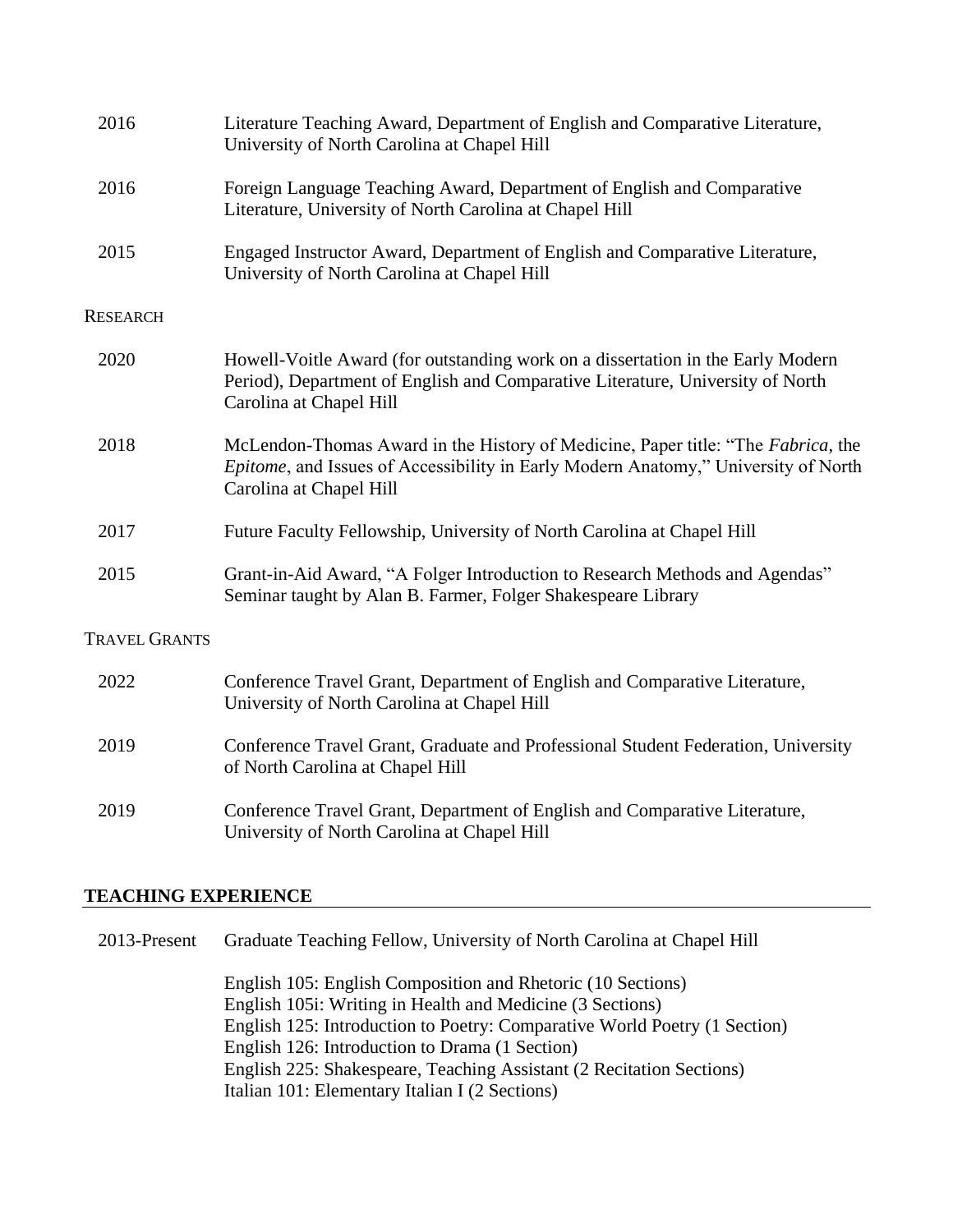2016 Literature Teaching Award, Department of English and Comparative Literature, University of North Carolina at Chapel Hill

2016 Foreign Language Teaching Award, Department of English and Comparative Literature, University of North Carolina at Chapel Hill

2015 Engaged Instructor Award, Department of English and Comparative Literature, University of North Carolina at Chapel Hill

RESEARCH

2020 Howell-Voitle Award (for outstanding work on a dissertation in the Early Modern Period), Department of English and Comparative Literature, University of North Carolina at Chapel Hill

2018 McLendon-Thomas Award in the History of Medicine, Paper title: "The *Fabrica*, the *Epitome*, and Issues of Accessibility in Early Modern Anatomy," University of North Carolina at Chapel Hill

2017 Future Faculty Fellowship, University of North Carolina at Chapel Hill

2015 Grant-in-Aid Award, "A Folger Introduction to Research Methods and Agendas" Seminar taught by Alan B. Farmer, Folger Shakespeare Library

TRAVEL GRANTS

2022 Conference Travel Grant, Department of English and Comparative Literature, University of North Carolina at Chapel Hill

2019 Conference Travel Grant, Graduate and Professional Student Federation, University of North Carolina at Chapel Hill

2019 Conference Travel Grant, Department of English and Comparative Literature, University of North Carolina at Chapel Hill

## TEACHING EXPERIENCE

2013-Present Graduate Teaching Fellow, University of North Carolina at Chapel Hill

English 105: English Composition and Rhetoric (10 Sections)
English 105i: Writing in Health and Medicine (3 Sections)
English 125: Introduction to Poetry: Comparative World Poetry (1 Section)
English 126: Introduction to Drama (1 Section)
English 225: Shakespeare, Teaching Assistant (2 Recitation Sections)
Italian 101: Elementary Italian I (2 Sections)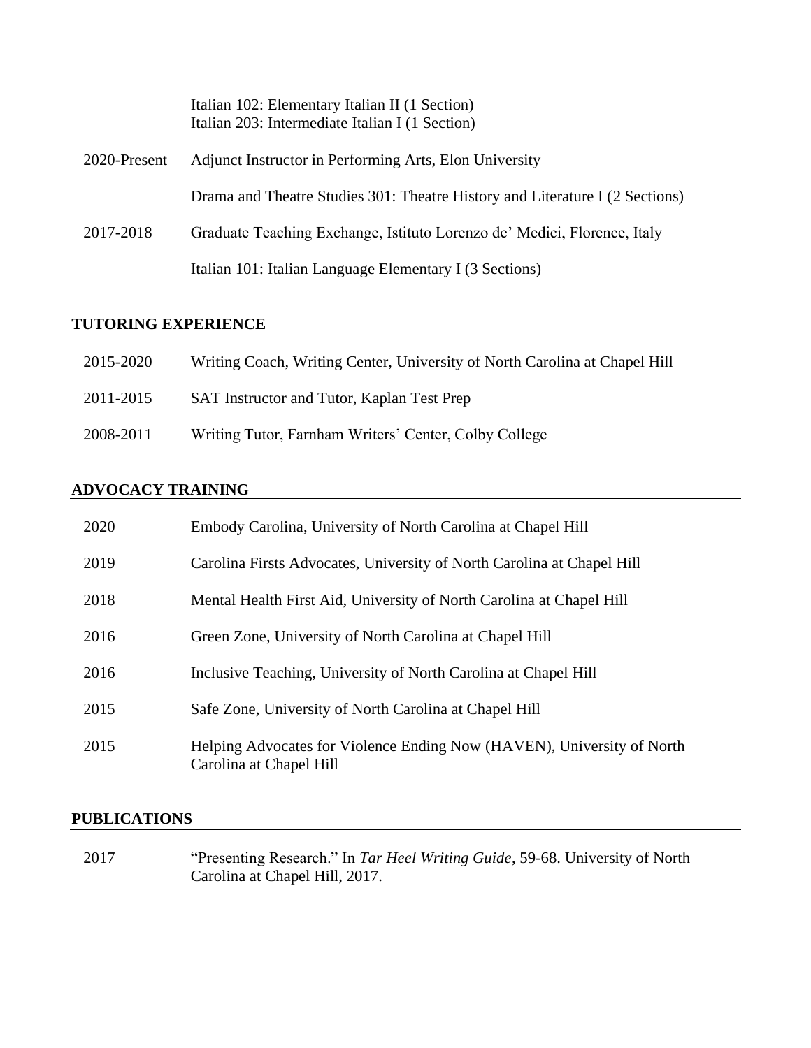Italian 102: Elementary Italian II (1 Section)
Italian 203: Intermediate Italian I (1 Section)

| | |
|---|---|
| 2020-Present | Adjunct Instructor in Performing Arts, Elon University |
| | Drama and Theatre Studies 301: Theatre History and Literature I (2 Sections) |
| 2017-2018 | Graduate Teaching Exchange, Istituto Lorenzo de' Medici, Florence, Italy |
| | Italian 101: Italian Language Elementary I (3 Sections) |

## TUTORING EXPERIENCE

| | |
|---|---|
| 2015-2020 | Writing Coach, Writing Center, University of North Carolina at Chapel Hill |
| 2011-2015 | SAT Instructor and Tutor, Kaplan Test Prep |
| 2008-2011 | Writing Tutor, Farnham Writers' Center, Colby College |

## ADVOCACY TRAINING

| | |
|---|---|
| 2020 | Embody Carolina, University of North Carolina at Chapel Hill |
| 2019 | Carolina Firsts Advocates, University of North Carolina at Chapel Hill |
| 2018 | Mental Health First Aid, University of North Carolina at Chapel Hill |
| 2016 | Green Zone, University of North Carolina at Chapel Hill |
| 2016 | Inclusive Teaching, University of North Carolina at Chapel Hill |
| 2015 | Safe Zone, University of North Carolina at Chapel Hill |
| 2015 | Helping Advocates for Violence Ending Now (HAVEN), University of North Carolina at Chapel Hill |

## PUBLICATIONS

| | |
|---|---|
| 2017 | "Presenting Research." In *Tar Heel Writing Guide*, 59-68. University of North Carolina at Chapel Hill, 2017. |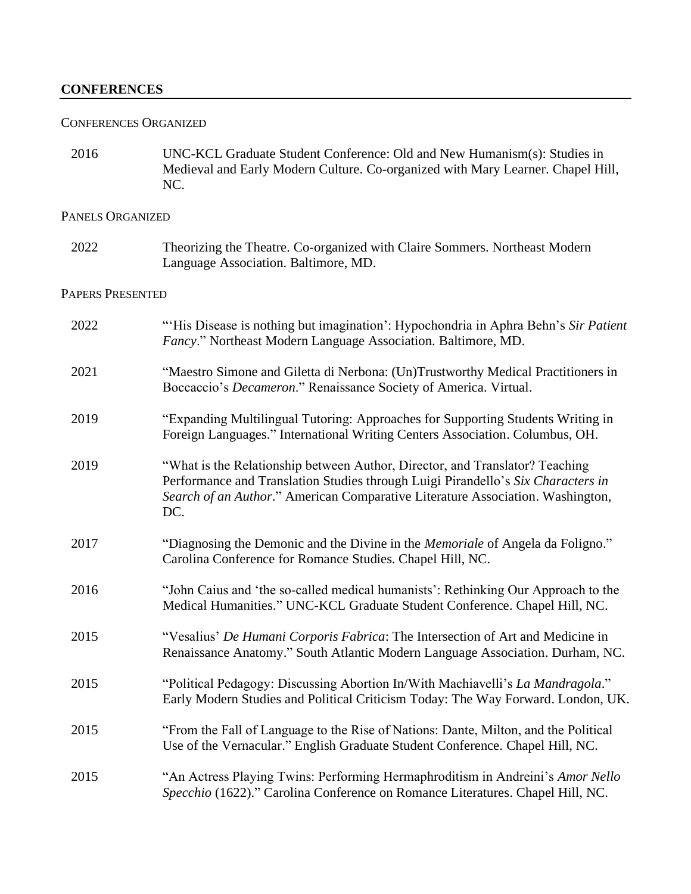## CONFERENCES

### Conferences Organized

2016 — UNC-KCL Graduate Student Conference: Old and New Humanism(s): Studies in Medieval and Early Modern Culture. Co-organized with Mary Learner. Chapel Hill, NC.

### Panels Organized

2022 — Theorizing the Theatre. Co-organized with Claire Sommers. Northeast Modern Language Association. Baltimore, MD.

### Papers Presented

2022 — "'His Disease is nothing but imagination': Hypochondria in Aphra Behn's *Sir Patient Fancy*." Northeast Modern Language Association. Baltimore, MD.

2021 — "Maestro Simone and Giletta di Nerbona: (Un)Trustworthy Medical Practitioners in Boccaccio's *Decameron*." Renaissance Society of America. Virtual.

2019 — "Expanding Multilingual Tutoring: Approaches for Supporting Students Writing in Foreign Languages." International Writing Centers Association. Columbus, OH.

2019 — "What is the Relationship between Author, Director, and Translator? Teaching Performance and Translation Studies through Luigi Pirandello's *Six Characters in Search of an Author*." American Comparative Literature Association. Washington, DC.

2017 — "Diagnosing the Demonic and the Divine in the *Memoriale* of Angela da Foligno." Carolina Conference for Romance Studies. Chapel Hill, NC.

2016 — "John Caius and 'the so-called medical humanists': Rethinking Our Approach to the Medical Humanities." UNC-KCL Graduate Student Conference. Chapel Hill, NC.

2015 — "Vesalius' *De Humani Corporis Fabrica*: The Intersection of Art and Medicine in Renaissance Anatomy." South Atlantic Modern Language Association. Durham, NC.

2015 — "Political Pedagogy: Discussing Abortion In/With Machiavelli's *La Mandragola*." Early Modern Studies and Political Criticism Today: The Way Forward. London, UK.

2015 — "From the Fall of Language to the Rise of Nations: Dante, Milton, and the Political Use of the Vernacular." English Graduate Student Conference. Chapel Hill, NC.

2015 — "An Actress Playing Twins: Performing Hermaphroditism in Andreini's *Amor Nello Specchio* (1622)." Carolina Conference on Romance Literatures. Chapel Hill, NC.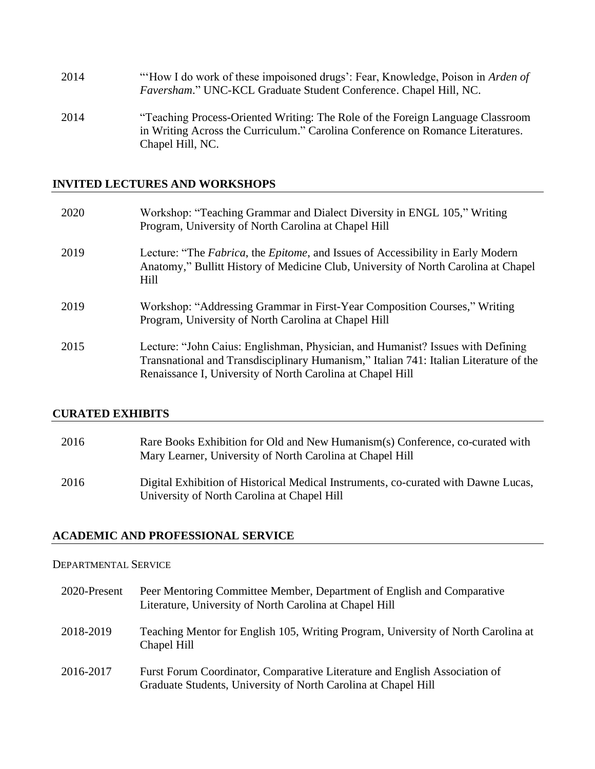| | |
|---|---|
| 2014 | "'How I do work of these impoisoned drugs': Fear, Knowledge, Poison in *Arden of Faversham*." UNC-KCL Graduate Student Conference. Chapel Hill, NC. |
| 2014 | "Teaching Process-Oriented Writing: The Role of the Foreign Language Classroom in Writing Across the Curriculum." Carolina Conference on Romance Literatures. Chapel Hill, NC. |

## INVITED LECTURES AND WORKSHOPS

| | |
|---|---|
| 2020 | Workshop: "Teaching Grammar and Dialect Diversity in ENGL 105," Writing Program, University of North Carolina at Chapel Hill |
| 2019 | Lecture: "The *Fabrica*, the *Epitome*, and Issues of Accessibility in Early Modern Anatomy," Bullitt History of Medicine Club, University of North Carolina at Chapel Hill |
| 2019 | Workshop: "Addressing Grammar in First-Year Composition Courses," Writing Program, University of North Carolina at Chapel Hill |
| 2015 | Lecture: "John Caius: Englishman, Physician, and Humanist? Issues with Defining Transnational and Transdisciplinary Humanism," Italian 741: Italian Literature of the Renaissance I, University of North Carolina at Chapel Hill |

## CURATED EXHIBITS

| | |
|---|---|
| 2016 | Rare Books Exhibition for Old and New Humanism(s) Conference, co-curated with Mary Learner, University of North Carolina at Chapel Hill |
| 2016 | Digital Exhibition of Historical Medical Instruments, co-curated with Dawne Lucas, University of North Carolina at Chapel Hill |

## ACADEMIC AND PROFESSIONAL SERVICE

DEPARTMENTAL SERVICE

| | |
|---|---|
| 2020-Present | Peer Mentoring Committee Member, Department of English and Comparative Literature, University of North Carolina at Chapel Hill |
| 2018-2019 | Teaching Mentor for English 105, Writing Program, University of North Carolina at Chapel Hill |
| 2016-2017 | Furst Forum Coordinator, Comparative Literature and English Association of Graduate Students, University of North Carolina at Chapel Hill |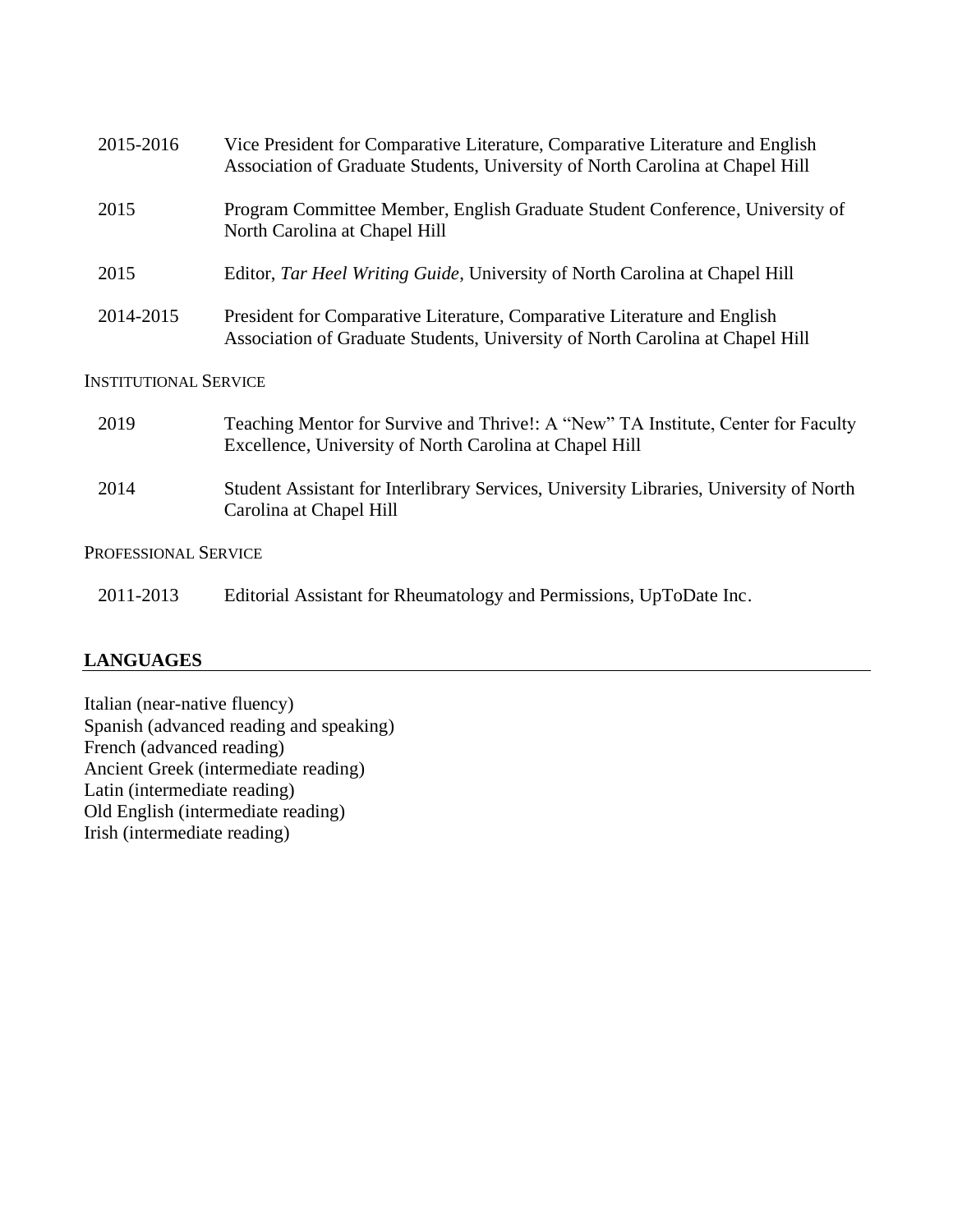| | |
|---|---|
| 2015-2016 | Vice President for Comparative Literature, Comparative Literature and English Association of Graduate Students, University of North Carolina at Chapel Hill |
| 2015 | Program Committee Member, English Graduate Student Conference, University of North Carolina at Chapel Hill |
| 2015 | Editor, *Tar Heel Writing Guide*, University of North Carolina at Chapel Hill |
| 2014-2015 | President for Comparative Literature, Comparative Literature and English Association of Graduate Students, University of North Carolina at Chapel Hill |

INSTITUTIONAL SERVICE

| | |
|---|---|
| 2019 | Teaching Mentor for Survive and Thrive!: A "New" TA Institute, Center for Faculty Excellence, University of North Carolina at Chapel Hill |
| 2014 | Student Assistant for Interlibrary Services, University Libraries, University of North Carolina at Chapel Hill |

PROFESSIONAL SERVICE

| | |
|---|---|
| 2011-2013 | Editorial Assistant for Rheumatology and Permissions, UpToDate Inc. |

## LANGUAGES

Italian (near-native fluency)
Spanish (advanced reading and speaking)
French (advanced reading)
Ancient Greek (intermediate reading)
Latin (intermediate reading)
Old English (intermediate reading)
Irish (intermediate reading)